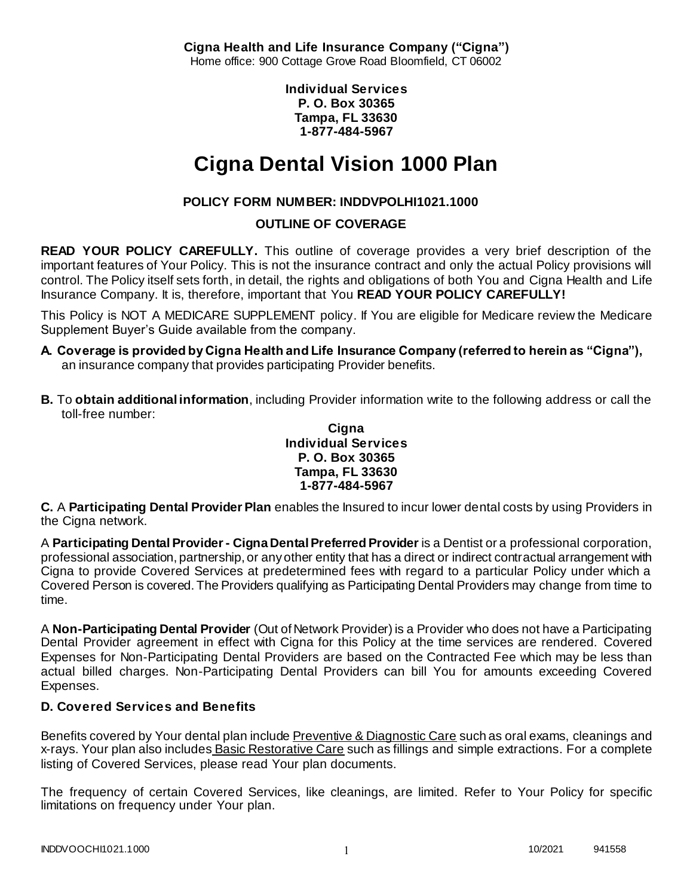**Cigna Health and Life Insurance Company ("Cigna")**
Home office: 900 Cottage Grove Road Bloomfield, CT 06002

**Individual Services**
**P. O. Box 30365**
**Tampa, FL 33630**
**1-877-484-5967**

# Cigna Dental Vision 1000 Plan

**POLICY FORM NUMBER: INDDVPOLHI1021.1000**

**OUTLINE OF COVERAGE**

**READ YOUR POLICY CAREFULLY.** This outline of coverage provides a very brief description of the important features of Your Policy. This is not the insurance contract and only the actual Policy provisions will control. The Policy itself sets forth, in detail, the rights and obligations of both You and Cigna Health and Life Insurance Company. It is, therefore, important that You **READ YOUR POLICY CAREFULLY!**

This Policy is NOT A MEDICARE SUPPLEMENT policy. If You are eligible for Medicare review the Medicare Supplement Buyer's Guide available from the company.

**A. Coverage is provided by Cigna Health and Life Insurance Company (referred to herein as "Cigna"),** an insurance company that provides participating Provider benefits.

**B.** To **obtain additional information**, including Provider information write to the following address or call the toll-free number:

**Cigna**
**Individual Services**
**P. O. Box 30365**
**Tampa, FL 33630**
**1-877-484-5967**

**C.** A **Participating Dental Provider Plan** enables the Insured to incur lower dental costs by using Providers in the Cigna network.

A **Participating Dental Provider - Cigna Dental Preferred Provider** is a Dentist or a professional corporation, professional association, partnership, or any other entity that has a direct or indirect contractual arrangement with Cigna to provide Covered Services at predetermined fees with regard to a particular Policy under which a Covered Person is covered. The Providers qualifying as Participating Dental Providers may change from time to time.

A **Non-Participating Dental Provider** (Out of Network Provider) is a Provider who does not have a Participating Dental Provider agreement in effect with Cigna for this Policy at the time services are rendered. Covered Expenses for Non-Participating Dental Providers are based on the Contracted Fee which may be less than actual billed charges. Non-Participating Dental Providers can bill You for amounts exceeding Covered Expenses.

**D. Covered Services and Benefits**

Benefits covered by Your dental plan include Preventive & Diagnostic Care such as oral exams, cleanings and x-rays. Your plan also includes Basic Restorative Care such as fillings and simple extractions. For a complete listing of Covered Services, please read Your plan documents.

The frequency of certain Covered Services, like cleanings, are limited. Refer to Your Policy for specific limitations on frequency under Your plan.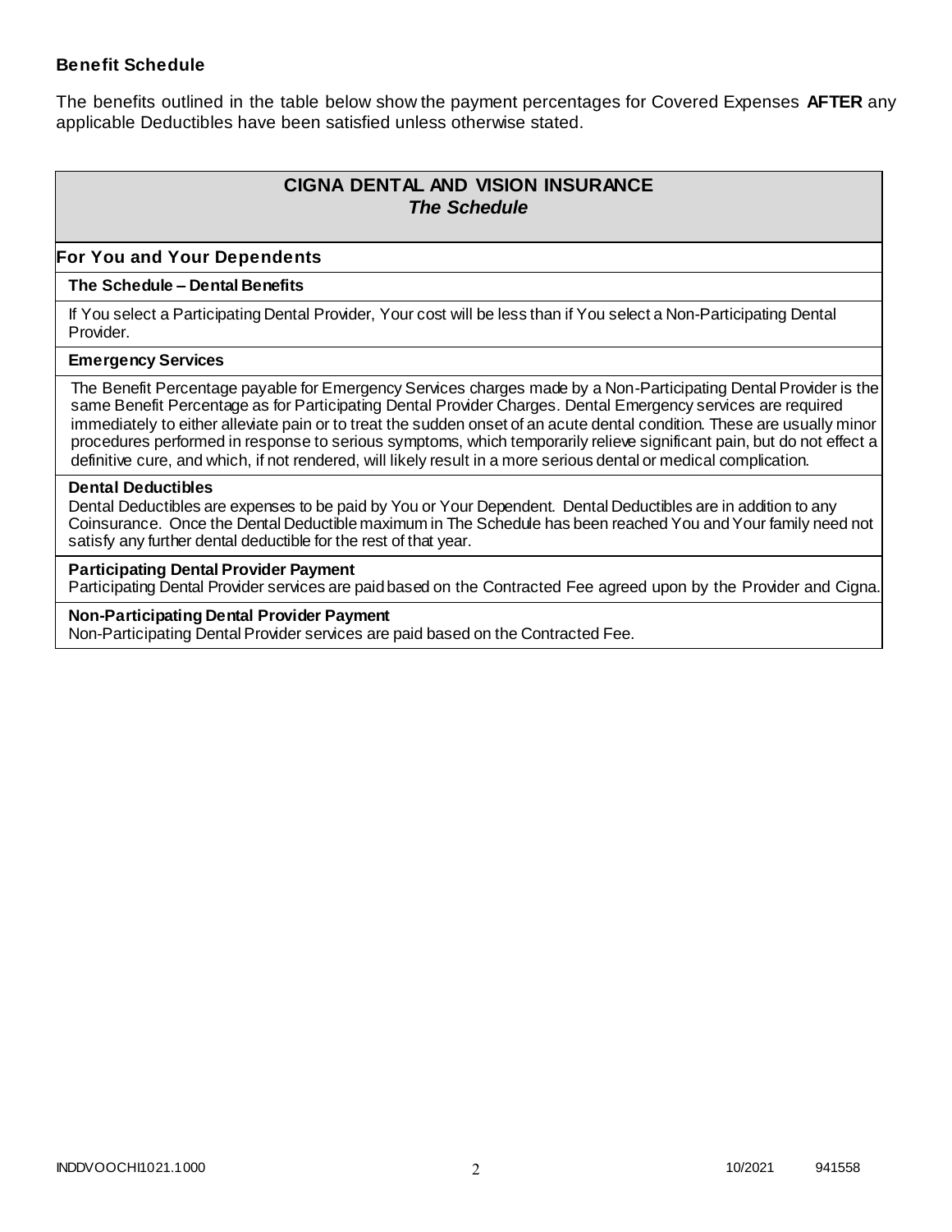**Benefit Schedule**

The benefits outlined in the table below show the payment percentages for Covered Expenses **AFTER** any applicable Deductibles have been satisfied unless otherwise stated.

## CIGNA DENTAL AND VISION INSURANCE
### *The Schedule*

**For You and Your Dependents**

**The Schedule – Dental Benefits**

If You select a Participating Dental Provider, Your cost will be less than if You select a Non-Participating Dental Provider.

**Emergency Services**

The Benefit Percentage payable for Emergency Services charges made by a Non-Participating Dental Provider is the same Benefit Percentage as for Participating Dental Provider Charges. Dental Emergency services are required immediately to either alleviate pain or to treat the sudden onset of an acute dental condition. These are usually minor procedures performed in response to serious symptoms, which temporarily relieve significant pain, but do not effect a definitive cure, and which, if not rendered, will likely result in a more serious dental or medical complication.

**Dental Deductibles**

Dental Deductibles are expenses to be paid by You or Your Dependent. Dental Deductibles are in addition to any Coinsurance. Once the Dental Deductible maximum in The Schedule has been reached You and Your family need not satisfy any further dental deductible for the rest of that year.

**Participating Dental Provider Payment**

Participating Dental Provider services are paid based on the Contracted Fee agreed upon by the Provider and Cigna.

**Non-Participating Dental Provider Payment**

Non-Participating Dental Provider services are paid based on the Contracted Fee.

INDDVOOCHI1021.1000 10/2021 941558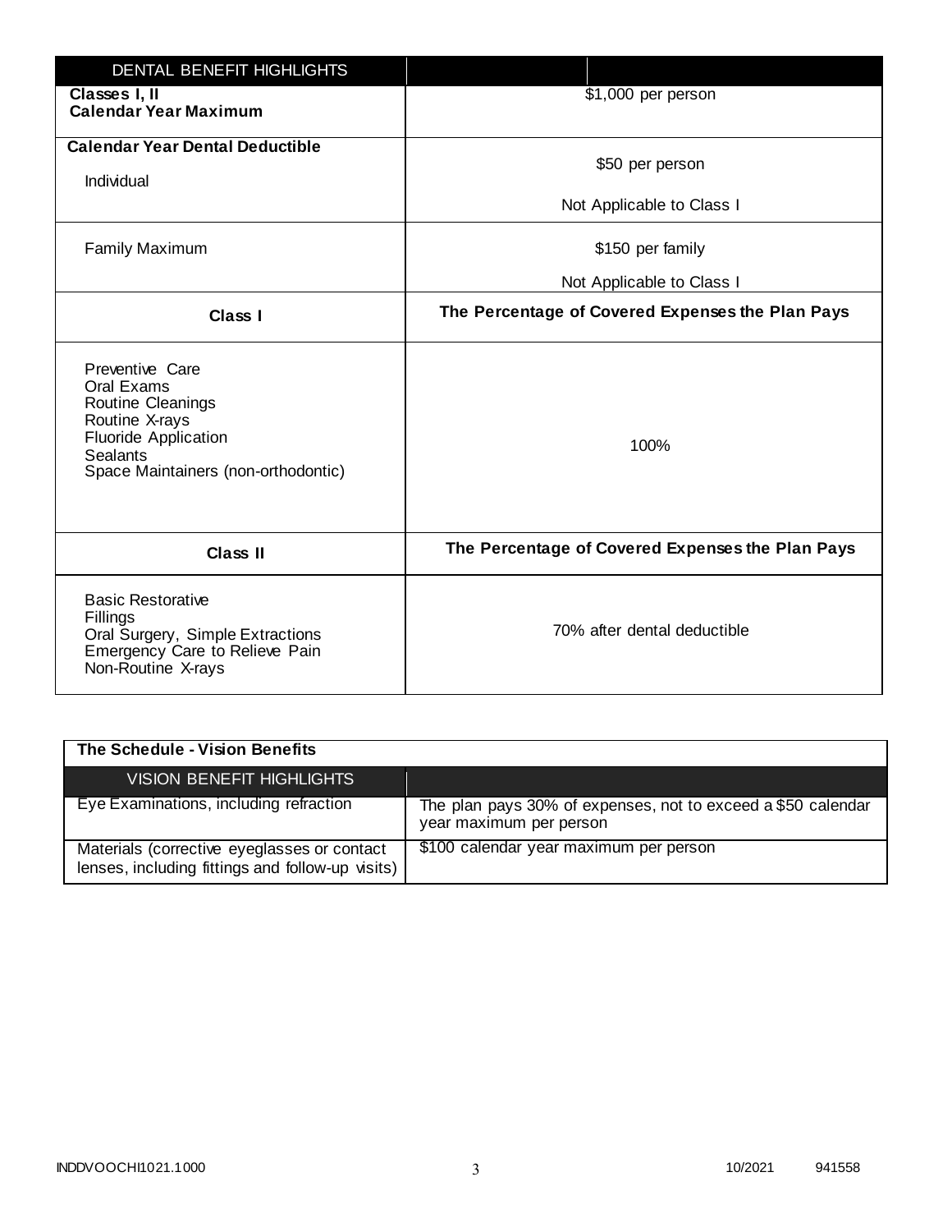| DENTAL BENEFIT HIGHLIGHTS | |
|---|---|
| **Classes I, II**<br>**Calendar Year Maximum** | $1,000 per person |
| **Calendar Year Dental Deductible**<br>Individual | $50 per person<br><br>Not Applicable to Class I |
| Family Maximum | $150 per family<br><br>Not Applicable to Class I |
| **Class I** | **The Percentage of Covered Expenses the Plan Pays** |
| Preventive Care<br>Oral Exams<br>Routine Cleanings<br>Routine X-rays<br>Fluoride Application<br>Sealants<br>Space Maintainers (non-orthodontic) | 100% |
| **Class II** | **The Percentage of Covered Expenses the Plan Pays** |
| Basic Restorative<br>Fillings<br>Oral Surgery, Simple Extractions<br>Emergency Care to Relieve Pain<br>Non-Routine X-rays | 70% after dental deductible |

**The Schedule - Vision Benefits**

| VISION BENEFIT HIGHLIGHTS | |
|---|---|
| Eye Examinations, including refraction | The plan pays 30% of expenses, not to exceed a $50 calendar year maximum per person |
| Materials (corrective eyeglasses or contact lenses, including fittings and follow-up visits) | $100 calendar year maximum per person |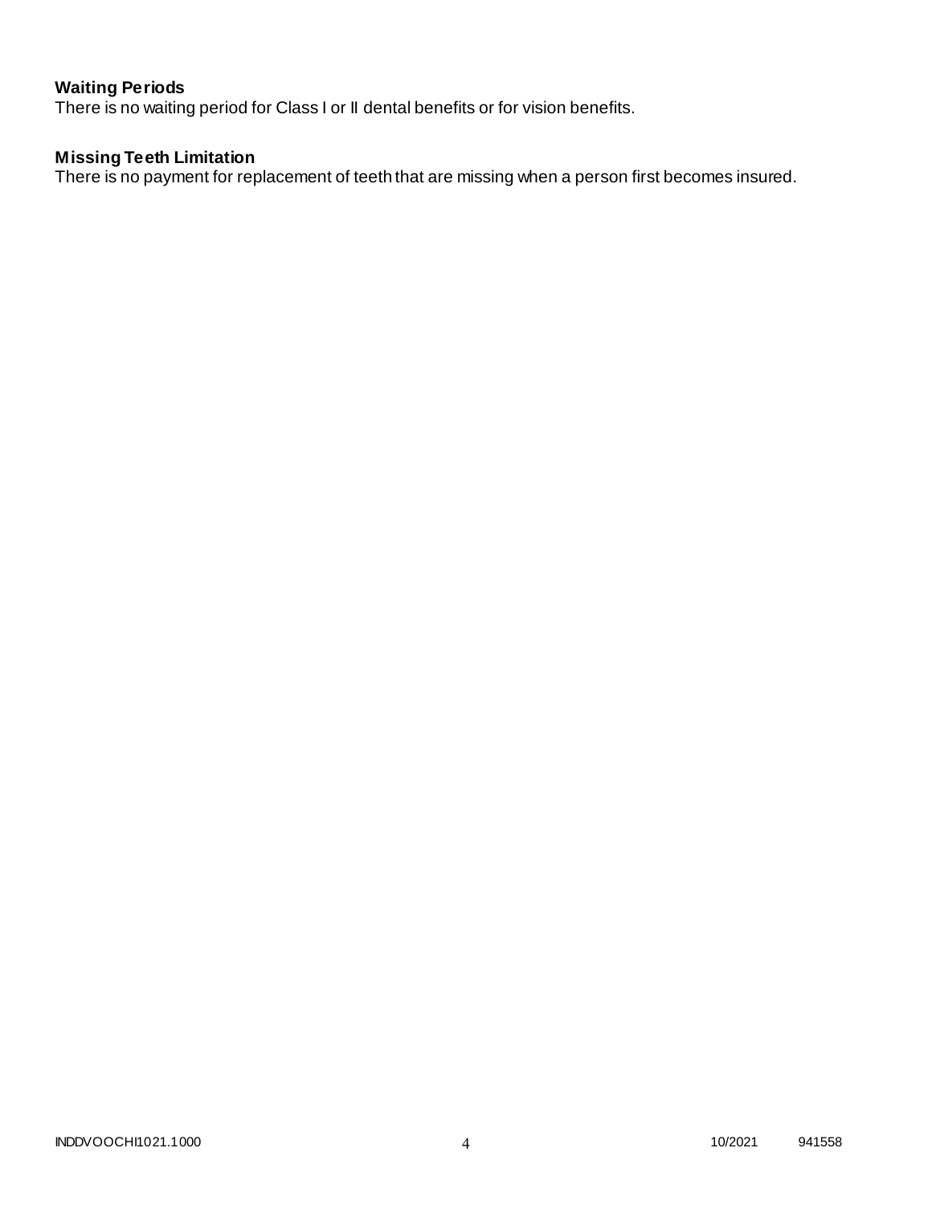**Waiting Periods**

There is no waiting period for Class I or II dental benefits or for vision benefits.

**Missing Teeth Limitation**

There is no payment for replacement of teeth that are missing when a person first becomes insured.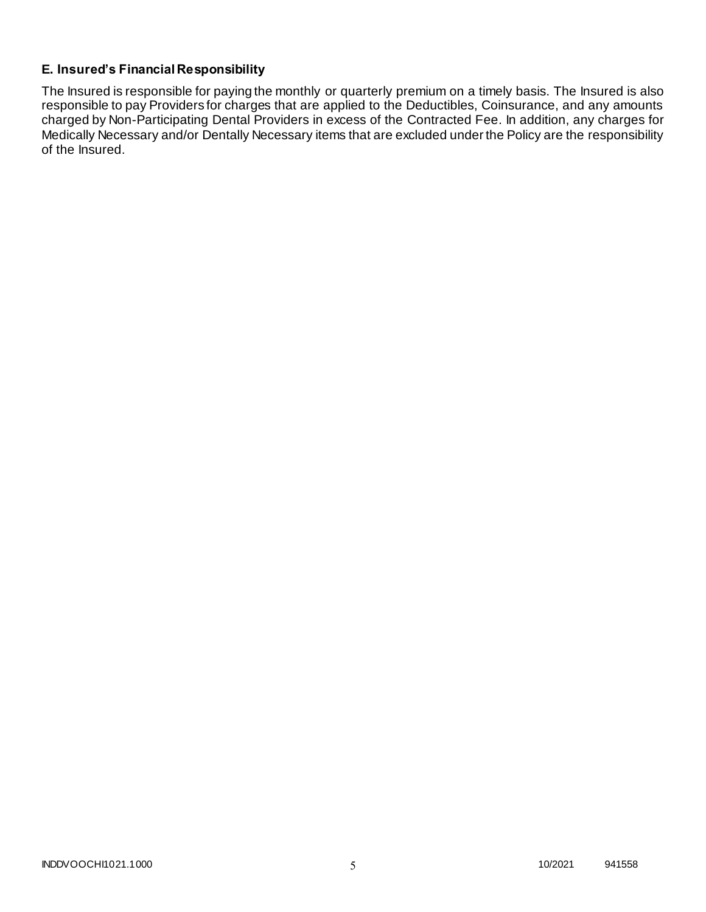### E. Insured's Financial Responsibility

The Insured is responsible for paying the monthly or quarterly premium on a timely basis. The Insured is also responsible to pay Providers for charges that are applied to the Deductibles, Coinsurance, and any amounts charged by Non-Participating Dental Providers in excess of the Contracted Fee. In addition, any charges for Medically Necessary and/or Dentally Necessary items that are excluded under the Policy are the responsibility of the Insured.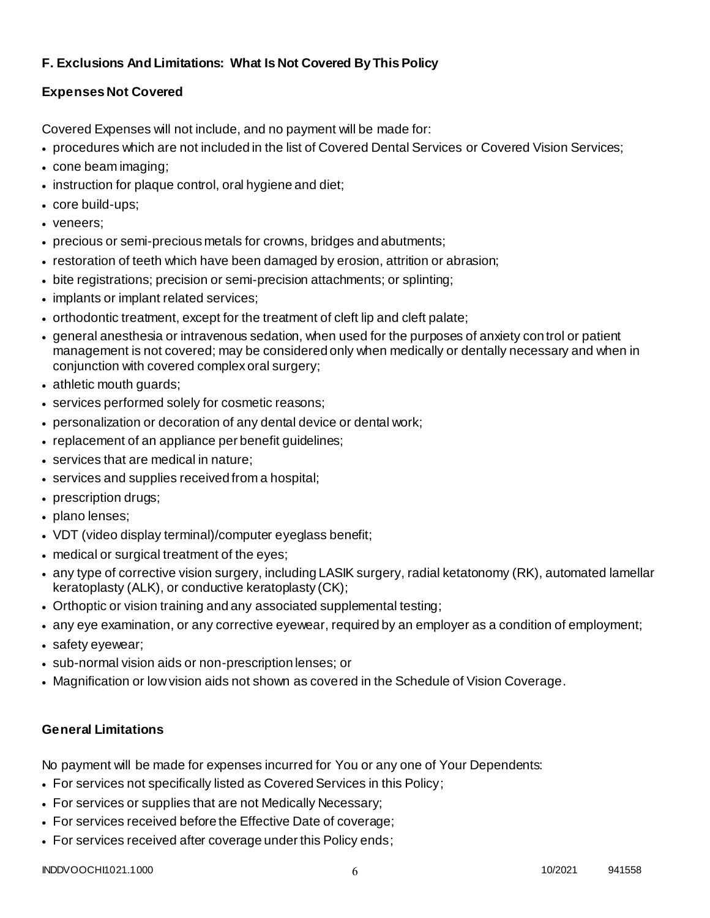## F. Exclusions And Limitations: What Is Not Covered By This Policy

### Expenses Not Covered

Covered Expenses will not include, and no payment will be made for:

- procedures which are not included in the list of Covered Dental Services or Covered Vision Services;
- cone beam imaging;
- instruction for plaque control, oral hygiene and diet;
- core build-ups;
- veneers;
- precious or semi-precious metals for crowns, bridges and abutments;
- restoration of teeth which have been damaged by erosion, attrition or abrasion;
- bite registrations; precision or semi-precision attachments; or splinting;
- implants or implant related services;
- orthodontic treatment, except for the treatment of cleft lip and cleft palate;
- general anesthesia or intravenous sedation, when used for the purposes of anxiety control or patient management is not covered; may be considered only when medically or dentally necessary and when in conjunction with covered complex oral surgery;
- athletic mouth guards;
- services performed solely for cosmetic reasons;
- personalization or decoration of any dental device or dental work;
- replacement of an appliance per benefit guidelines;
- services that are medical in nature;
- services and supplies received from a hospital;
- prescription drugs;
- plano lenses;
- VDT (video display terminal)/computer eyeglass benefit;
- medical or surgical treatment of the eyes;
- any type of corrective vision surgery, including LASIK surgery, radial ketatonomy (RK), automated lamellar keratoplasty (ALK), or conductive keratoplasty (CK);
- Orthoptic or vision training and any associated supplemental testing;
- any eye examination, or any corrective eyewear, required by an employer as a condition of employment;
- safety eyewear;
- sub-normal vision aids or non-prescription lenses; or
- Magnification or low vision aids not shown as covered in the Schedule of Vision Coverage.

### General Limitations

No payment will be made for expenses incurred for You or any one of Your Dependents:

- For services not specifically listed as Covered Services in this Policy;
- For services or supplies that are not Medically Necessary;
- For services received before the Effective Date of coverage;
- For services received after coverage under this Policy ends;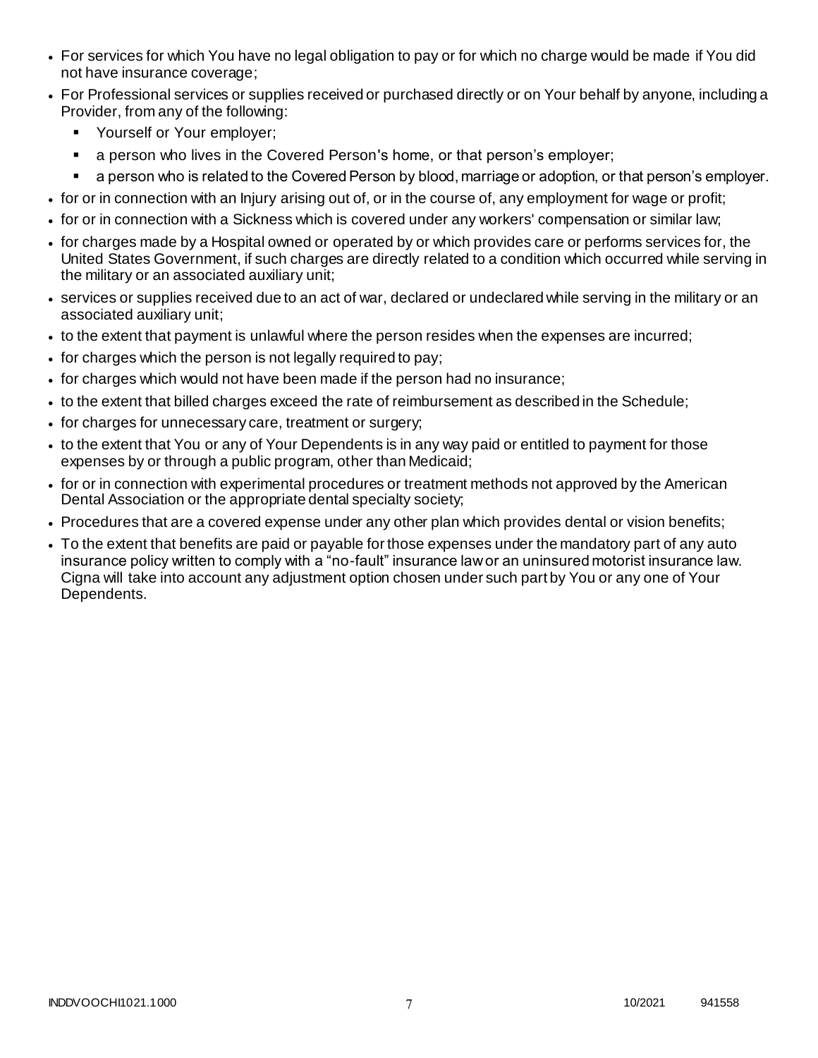- For services for which You have no legal obligation to pay or for which no charge would be made if You did not have insurance coverage;
- For Professional services or supplies received or purchased directly or on Your behalf by anyone, including a Provider, from any of the following:
  - Yourself or Your employer;
  - a person who lives in the Covered Person's home, or that person's employer;
  - a person who is related to the Covered Person by blood, marriage or adoption, or that person's employer.
- for or in connection with an Injury arising out of, or in the course of, any employment for wage or profit;
- for or in connection with a Sickness which is covered under any workers' compensation or similar law;
- for charges made by a Hospital owned or operated by or which provides care or performs services for, the United States Government, if such charges are directly related to a condition which occurred while serving in the military or an associated auxiliary unit;
- services or supplies received due to an act of war, declared or undeclared while serving in the military or an associated auxiliary unit;
- to the extent that payment is unlawful where the person resides when the expenses are incurred;
- for charges which the person is not legally required to pay;
- for charges which would not have been made if the person had no insurance;
- to the extent that billed charges exceed the rate of reimbursement as described in the Schedule;
- for charges for unnecessary care, treatment or surgery;
- to the extent that You or any of Your Dependents is in any way paid or entitled to payment for those expenses by or through a public program, other than Medicaid;
- for or in connection with experimental procedures or treatment methods not approved by the American Dental Association or the appropriate dental specialty society;
- Procedures that are a covered expense under any other plan which provides dental or vision benefits;
- To the extent that benefits are paid or payable for those expenses under the mandatory part of any auto insurance policy written to comply with a "no-fault" insurance law or an uninsured motorist insurance law. Cigna will take into account any adjustment option chosen under such part by You or any one of Your Dependents.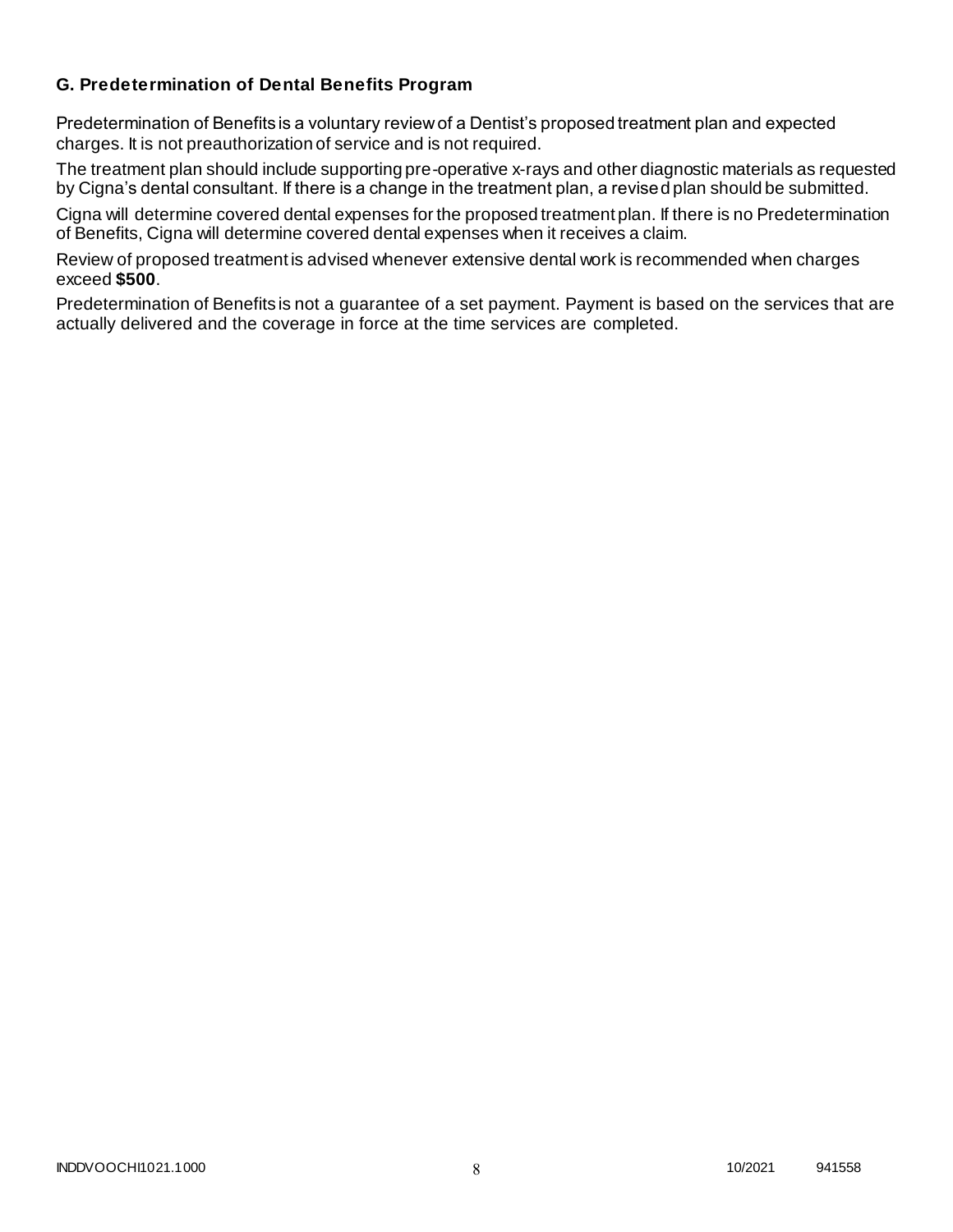### G. Predetermination of Dental Benefits Program

Predetermination of Benefits is a voluntary review of a Dentist's proposed treatment plan and expected charges. It is not preauthorization of service and is not required.

The treatment plan should include supporting pre-operative x-rays and other diagnostic materials as requested by Cigna's dental consultant. If there is a change in the treatment plan, a revised plan should be submitted.

Cigna will determine covered dental expenses for the proposed treatment plan. If there is no Predetermination of Benefits, Cigna will determine covered dental expenses when it receives a claim.

Review of proposed treatment is advised whenever extensive dental work is recommended when charges exceed **$500**.

Predetermination of Benefits is not a guarantee of a set payment. Payment is based on the services that are actually delivered and the coverage in force at the time services are completed.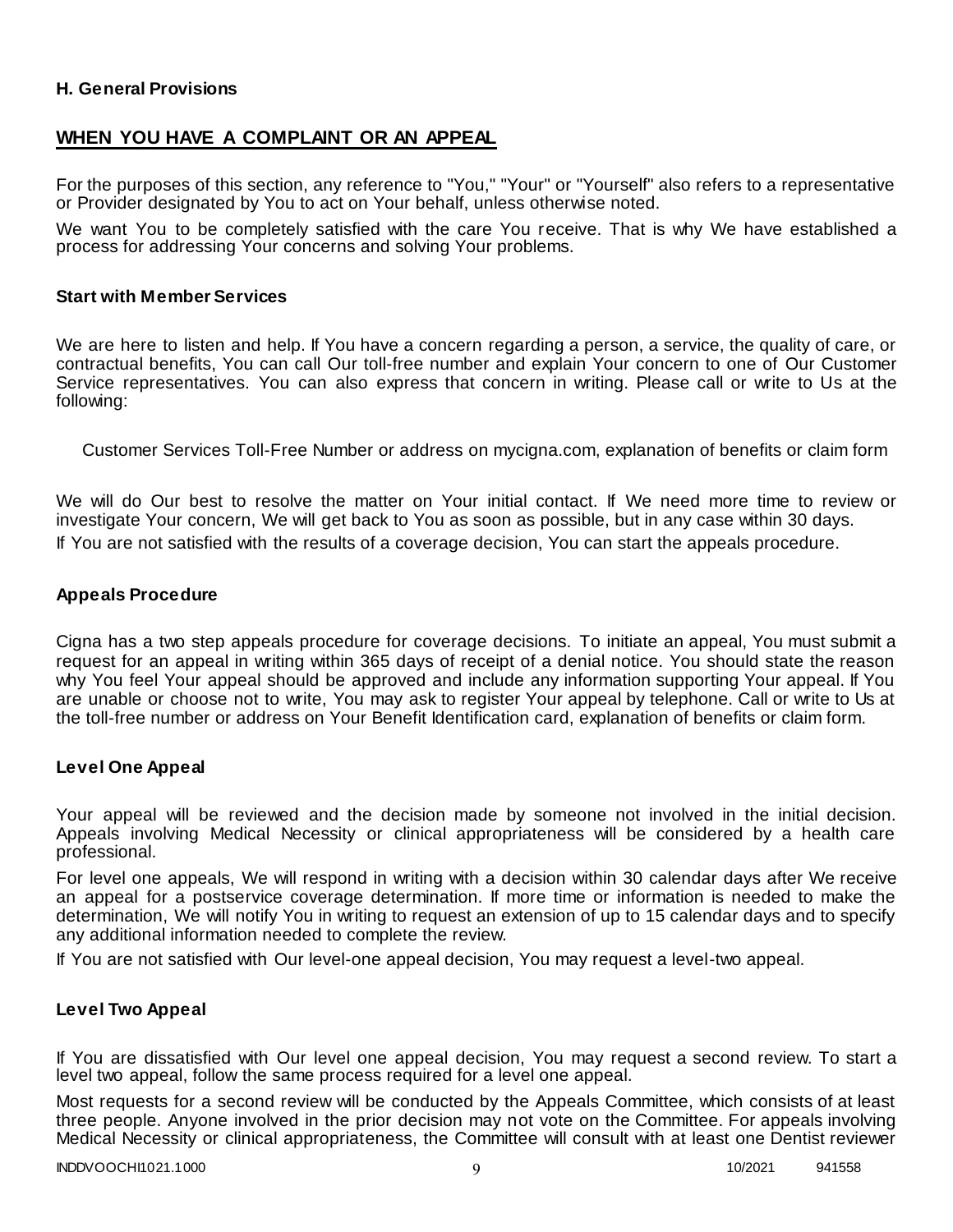**H. General Provisions**

## WHEN YOU HAVE A COMPLAINT OR AN APPEAL

For the purposes of this section, any reference to "You," "Your" or "Yourself" also refers to a representative or Provider designated by You to act on Your behalf, unless otherwise noted.

We want You to be completely satisfied with the care You receive. That is why We have established a process for addressing Your concerns and solving Your problems.

### Start with Member Services

We are here to listen and help. If You have a concern regarding a person, a service, the quality of care, or contractual benefits, You can call Our toll-free number and explain Your concern to one of Our Customer Service representatives. You can also express that concern in writing. Please call or write to Us at the following:

Customer Services Toll-Free Number or address on mycigna.com, explanation of benefits or claim form

We will do Our best to resolve the matter on Your initial contact. If We need more time to review or investigate Your concern, We will get back to You as soon as possible, but in any case within 30 days.

If You are not satisfied with the results of a coverage decision, You can start the appeals procedure.

### Appeals Procedure

Cigna has a two step appeals procedure for coverage decisions. To initiate an appeal, You must submit a request for an appeal in writing within 365 days of receipt of a denial notice. You should state the reason why You feel Your appeal should be approved and include any information supporting Your appeal. If You are unable or choose not to write, You may ask to register Your appeal by telephone. Call or write to Us at the toll-free number or address on Your Benefit Identification card, explanation of benefits or claim form.

### Level One Appeal

Your appeal will be reviewed and the decision made by someone not involved in the initial decision. Appeals involving Medical Necessity or clinical appropriateness will be considered by a health care professional.

For level one appeals, We will respond in writing with a decision within 30 calendar days after We receive an appeal for a postservice coverage determination. If more time or information is needed to make the determination, We will notify You in writing to request an extension of up to 15 calendar days and to specify any additional information needed to complete the review.

If You are not satisfied with Our level-one appeal decision, You may request a level-two appeal.

### Level Two Appeal

If You are dissatisfied with Our level one appeal decision, You may request a second review. To start a level two appeal, follow the same process required for a level one appeal.

Most requests for a second review will be conducted by the Appeals Committee, which consists of at least three people. Anyone involved in the prior decision may not vote on the Committee. For appeals involving Medical Necessity or clinical appropriateness, the Committee will consult with at least one Dentist reviewer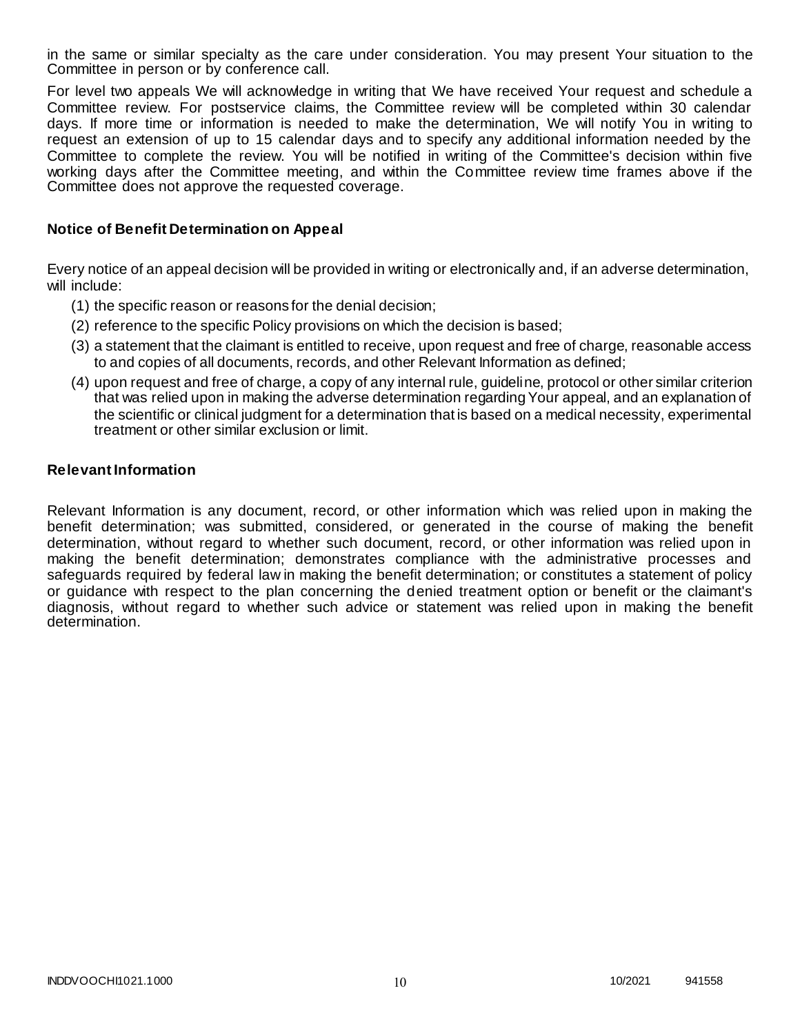in the same or similar specialty as the care under consideration. You may present Your situation to the Committee in person or by conference call.

For level two appeals We will acknowledge in writing that We have received Your request and schedule a Committee review. For postservice claims, the Committee review will be completed within 30 calendar days. If more time or information is needed to make the determination, We will notify You in writing to request an extension of up to 15 calendar days and to specify any additional information needed by the Committee to complete the review. You will be notified in writing of the Committee's decision within five working days after the Committee meeting, and within the Committee review time frames above if the Committee does not approve the requested coverage.

### Notice of Benefit Determination on Appeal

Every notice of an appeal decision will be provided in writing or electronically and, if an adverse determination, will include:

(1) the specific reason or reasons for the denial decision;

(2) reference to the specific Policy provisions on which the decision is based;

(3) a statement that the claimant is entitled to receive, upon request and free of charge, reasonable access to and copies of all documents, records, and other Relevant Information as defined;

(4) upon request and free of charge, a copy of any internal rule, guideline, protocol or other similar criterion that was relied upon in making the adverse determination regarding Your appeal, and an explanation of the scientific or clinical judgment for a determination that is based on a medical necessity, experimental treatment or other similar exclusion or limit.

### Relevant Information

Relevant Information is any document, record, or other information which was relied upon in making the benefit determination; was submitted, considered, or generated in the course of making the benefit determination, without regard to whether such document, record, or other information was relied upon in making the benefit determination; demonstrates compliance with the administrative processes and safeguards required by federal law in making the benefit determination; or constitutes a statement of policy or guidance with respect to the plan concerning the denied treatment option or benefit or the claimant's diagnosis, without regard to whether such advice or statement was relied upon in making the benefit determination.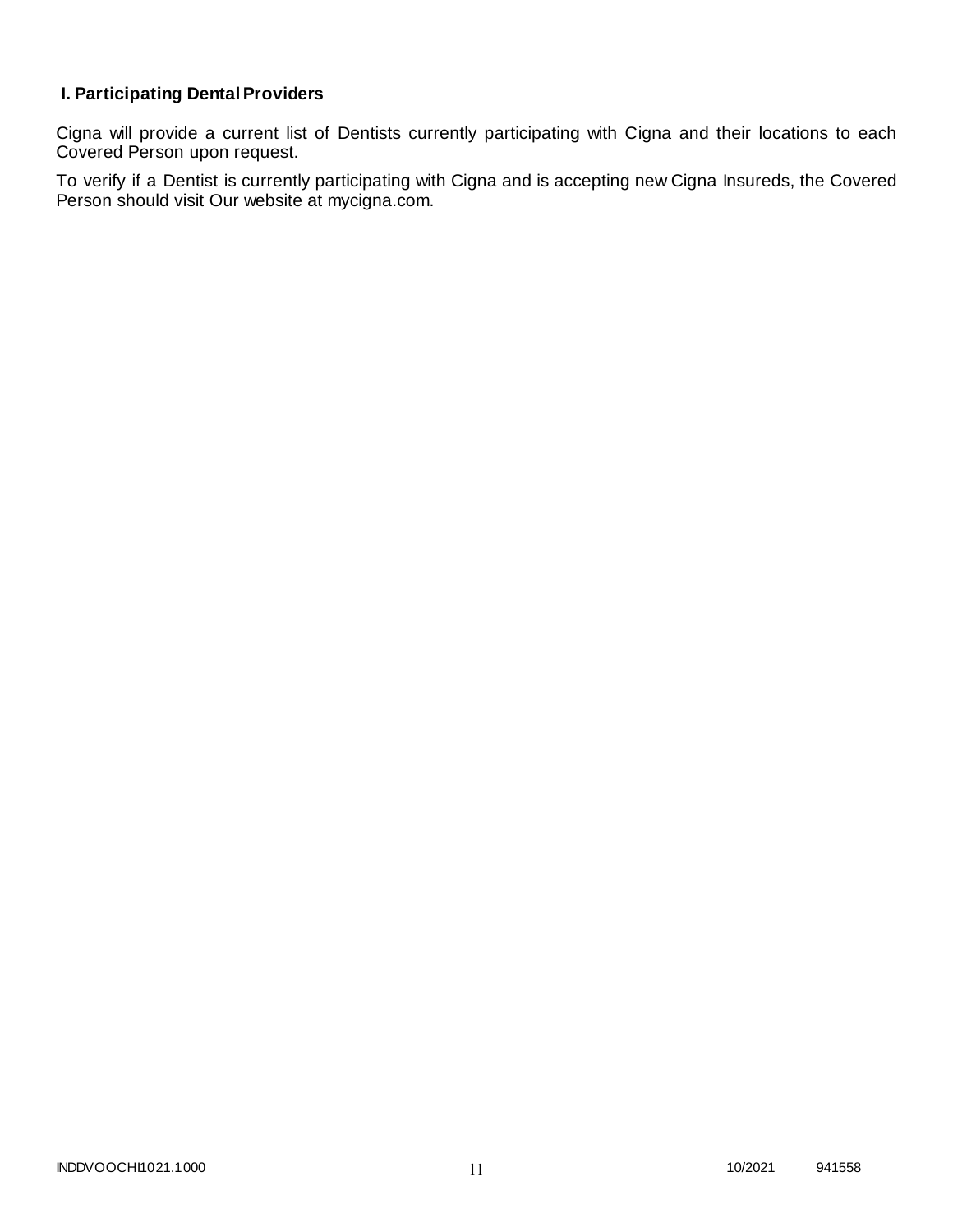## I. Participating Dental Providers

Cigna will provide a current list of Dentists currently participating with Cigna and their locations to each Covered Person upon request.

To verify if a Dentist is currently participating with Cigna and is accepting new Cigna Insureds, the Covered Person should visit Our website at mycigna.com.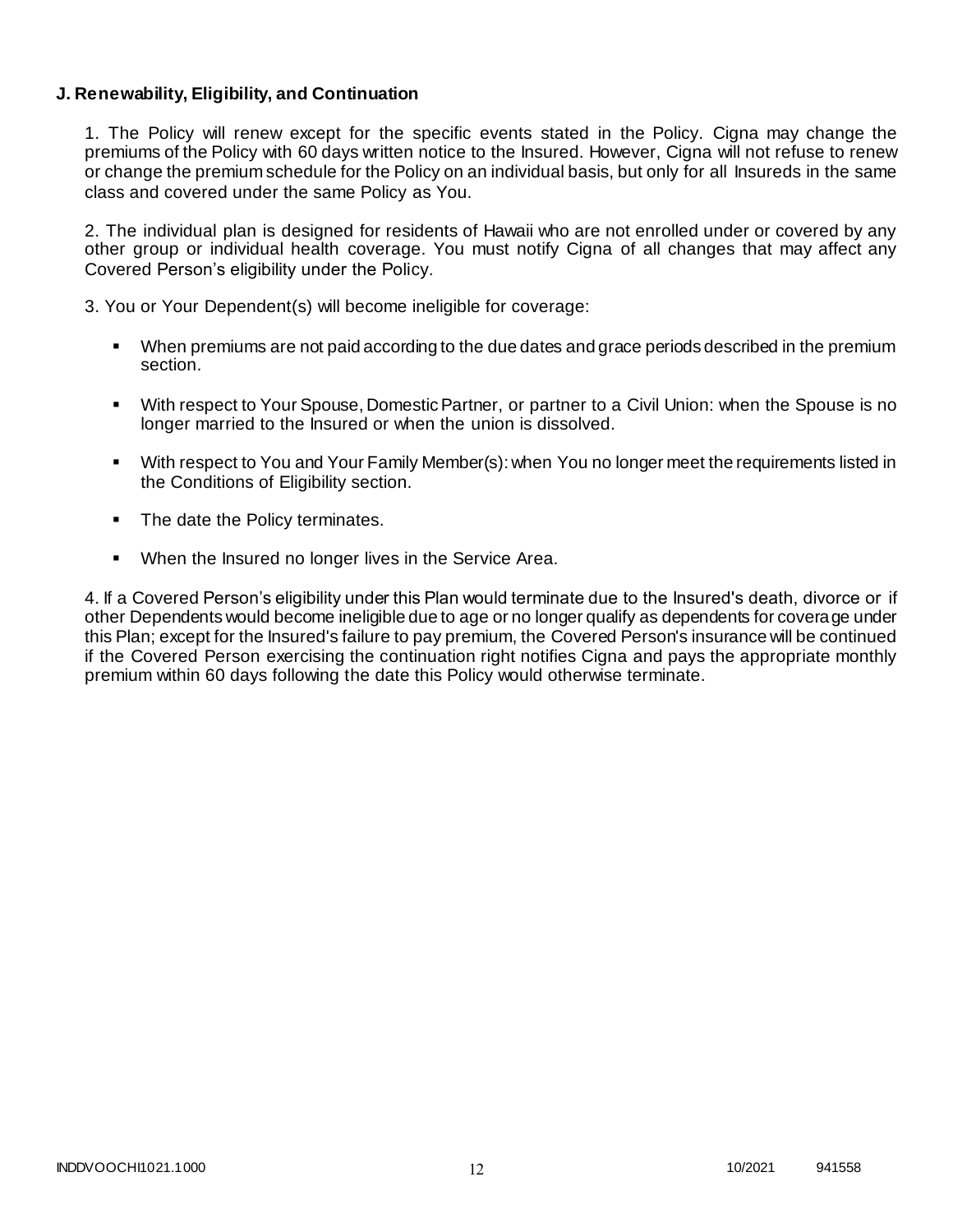**J. Renewability, Eligibility, and Continuation**

1. The Policy will renew except for the specific events stated in the Policy. Cigna may change the premiums of the Policy with 60 days written notice to the Insured. However, Cigna will not refuse to renew or change the premium schedule for the Policy on an individual basis, but only for all Insureds in the same class and covered under the same Policy as You.

2. The individual plan is designed for residents of Hawaii who are not enrolled under or covered by any other group or individual health coverage. You must notify Cigna of all changes that may affect any Covered Person's eligibility under the Policy.

3. You or Your Dependent(s) will become ineligible for coverage:

- When premiums are not paid according to the due dates and grace periods described in the premium section.
- With respect to Your Spouse, Domestic Partner, or partner to a Civil Union: when the Spouse is no longer married to the Insured or when the union is dissolved.
- With respect to You and Your Family Member(s): when You no longer meet the requirements listed in the Conditions of Eligibility section.
- The date the Policy terminates.
- When the Insured no longer lives in the Service Area.

4. If a Covered Person's eligibility under this Plan would terminate due to the Insured's death, divorce or if other Dependents would become ineligible due to age or no longer qualify as dependents for coverage under this Plan; except for the Insured's failure to pay premium, the Covered Person's insurance will be continued if the Covered Person exercising the continuation right notifies Cigna and pays the appropriate monthly premium within 60 days following the date this Policy would otherwise terminate.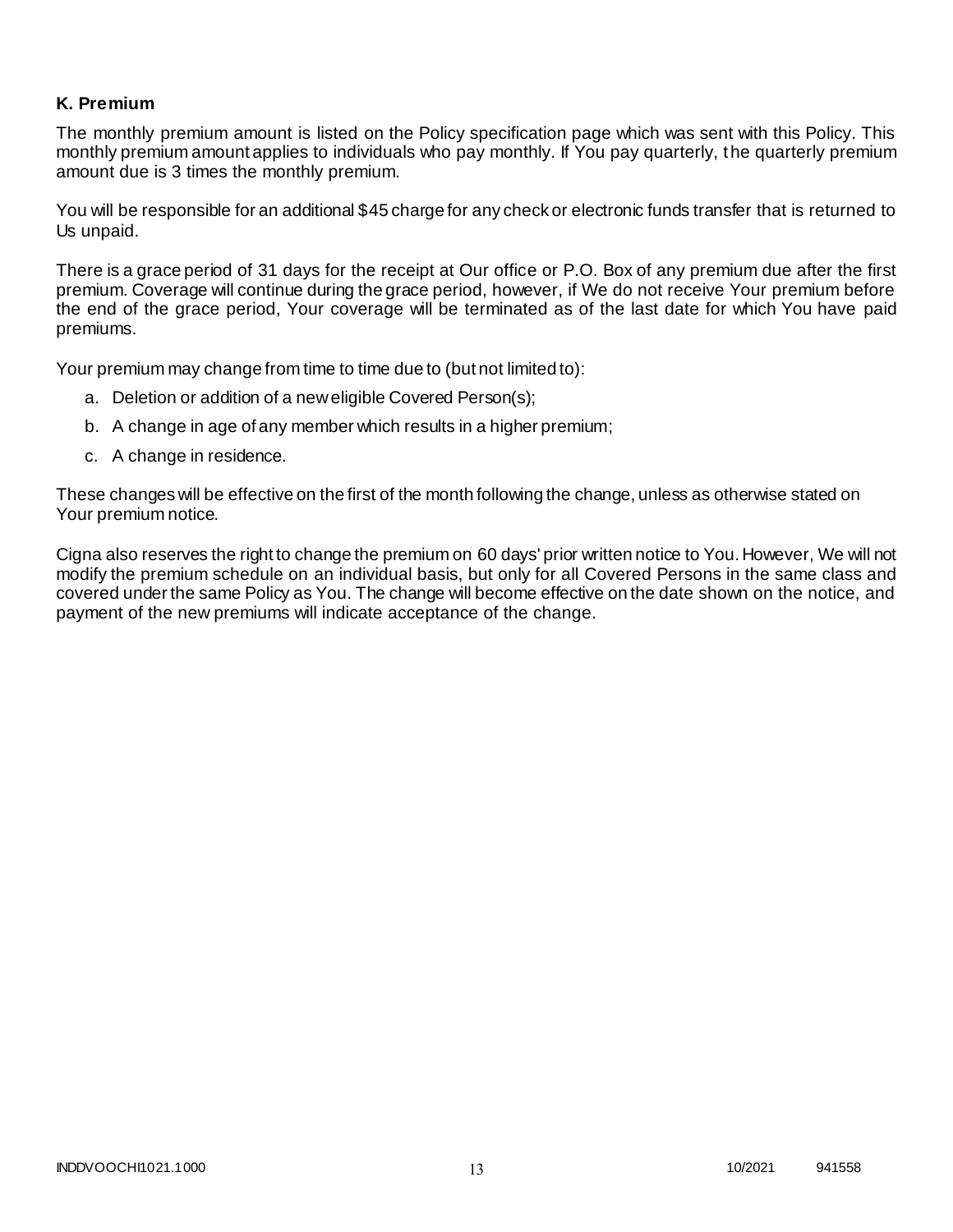### K. Premium

The monthly premium amount is listed on the Policy specification page which was sent with this Policy. This monthly premium amount applies to individuals who pay monthly. If You pay quarterly, the quarterly premium amount due is 3 times the monthly premium.

You will be responsible for an additional $45 charge for any check or electronic funds transfer that is returned to Us unpaid.

There is a grace period of 31 days for the receipt at Our office or P.O. Box of any premium due after the first premium. Coverage will continue during the grace period, however, if We do not receive Your premium before the end of the grace period, Your coverage will be terminated as of the last date for which You have paid premiums.

Your premium may change from time to time due to (but not limited to):

a. Deletion or addition of a new eligible Covered Person(s);
b. A change in age of any member which results in a higher premium;
c. A change in residence.

These changes will be effective on the first of the month following the change, unless as otherwise stated on Your premium notice.

Cigna also reserves the right to change the premium on 60 days' prior written notice to You. However, We will not modify the premium schedule on an individual basis, but only for all Covered Persons in the same class and covered under the same Policy as You. The change will become effective on the date shown on the notice, and payment of the new premiums will indicate acceptance of the change.